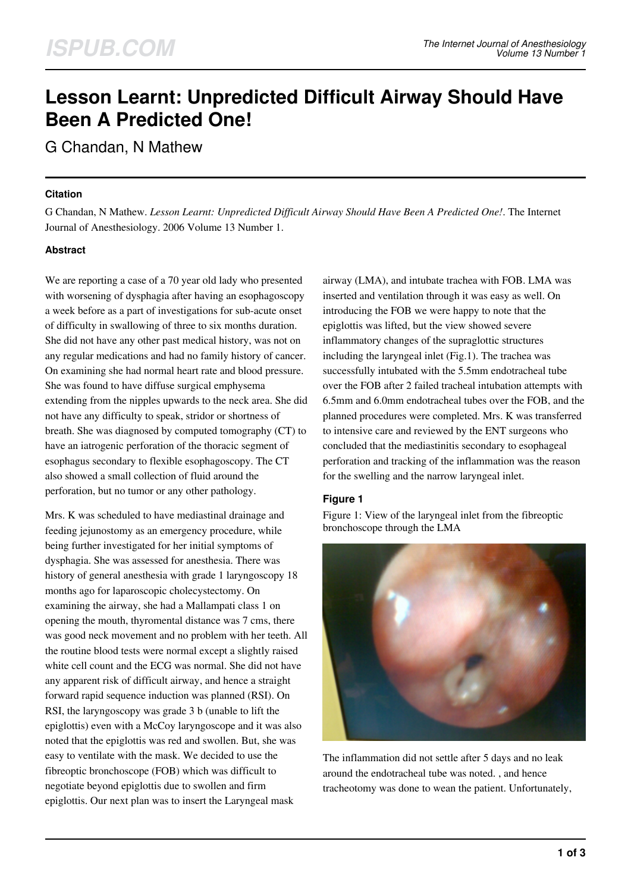# Lesson Learnt: Unpredicted Difficult Airway Should Have Been A Predicted One!

G Chandan, N Mathew

## Citation

G Chandan, N Mathew. *Lesson Learnt: Unpredicted Difficult Airway Should Have Been A Predicted One!*. The Internet Journal of Anesthesiology. 2006 Volume 13 Number 1.

## Abstract

We are reporting a case of a 70 year old lady who presented with worsening of dysphagia after having an esophagoscopy a week before as a part of investigations for sub-acute onset of difficulty in swallowing of three to six months duration. She did not have any other past medical history, was not on any regular medications and had no family history of cancer. On examining she had normal heart rate and blood pressure. She was found to have diffuse surgical emphysema extending from the nipples upwards to the neck area. She did not have any difficulty to speak, stridor or shortness of breath. She was diagnosed by computed tomography (CT) to have an iatrogenic perforation of the thoracic segment of esophagus secondary to flexible esophagoscopy. The CT also showed a small collection of fluid around the perforation, but no tumor or any other pathology.

Mrs. K was scheduled to have mediastinal drainage and feeding jejunostomy as an emergency procedure, while being further investigated for her initial symptoms of dysphagia. She was assessed for anesthesia. There was history of general anesthesia with grade 1 laryngoscopy 18 months ago for laparoscopic cholecystectomy. On examining the airway, she had a Mallampati class 1 on opening the mouth, thyromental distance was 7 cms, there was good neck movement and no problem with her teeth. All the routine blood tests were normal except a slightly raised white cell count and the ECG was normal. She did not have any apparent risk of difficult airway, and hence a straight forward rapid sequence induction was planned (RSI). On RSI, the laryngoscopy was grade 3 b (unable to lift the epiglottis) even with a McCoy laryngoscope and it was also noted that the epiglottis was red and swollen. But, she was easy to ventilate with the mask. We decided to use the fibreoptic bronchoscope (FOB) which was difficult to negotiate beyond epiglottis due to swollen and firm epiglottis. Our next plan was to insert the Laryngeal mask airway (LMA), and intubate trachea with FOB. LMA was inserted and ventilation through it was easy as well. On introducing the FOB we were happy to note that the epiglottis was lifted, but the view showed severe inflammatory changes of the supraglottic structures including the laryngeal inlet (Fig.1). The trachea was successfully intubated with the 5.5mm endotracheal tube over the FOB after 2 failed tracheal intubation attempts with 6.5mm and 6.0mm endotracheal tubes over the FOB, and the planned procedures were completed. Mrs. K was transferred to intensive care and reviewed by the ENT surgeons who concluded that the mediastinitis secondary to esophageal perforation and tracking of the inflammation was the reason for the swelling and the narrow laryngeal inlet.

### Figure 1

Figure 1: View of the laryngeal inlet from the fibreoptic bronchoscope through the LMA

The inflammation did not settle after 5 days and no leak around the endotracheal tube was noted. , and hence tracheotomy was done to wean the patient. Unfortunately,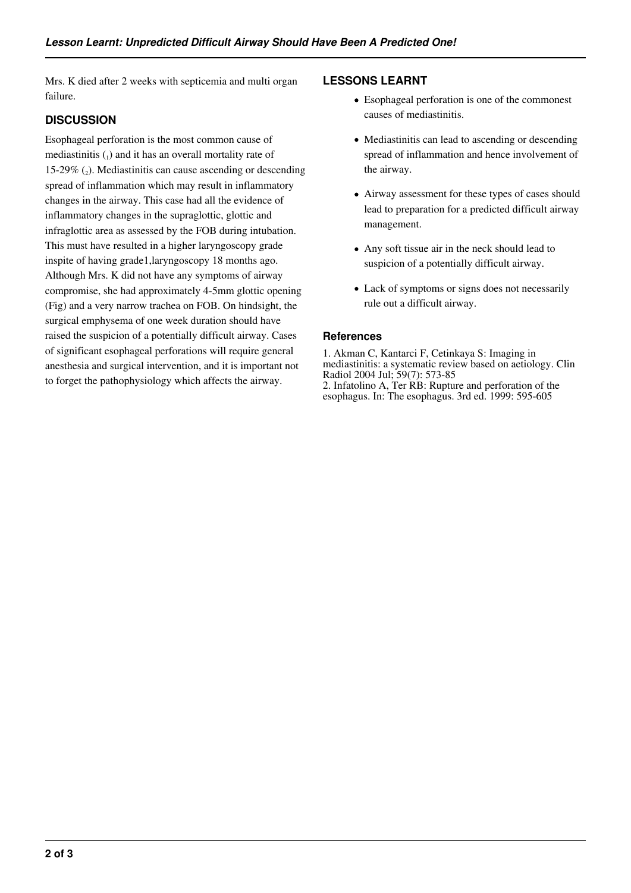Mrs. K died after 2 weeks with septicemia and multi organ failure.

## DISCUSSION

Esophageal perforation is the most common cause of mediastinitis ([1]) and it has an overall mortality rate of 15-29% ([2]). Mediastinitis can cause ascending or descending spread of inflammation which may result in inflammatory changes in the airway. This case had all the evidence of inflammatory changes in the supraglottic, glottic and infraglottic area as assessed by the FOB during intubation. This must have resulted in a higher laryngoscopy grade inspite of having grade1,laryngoscopy 18 months ago. Although Mrs. K did not have any symptoms of airway compromise, she had approximately 4-5mm glottic opening (Fig) and a very narrow trachea on FOB. On hindsight, the surgical emphysema of one week duration should have raised the suspicion of a potentially difficult airway. Cases of significant esophageal perforations will require general anesthesia and surgical intervention, and it is important not to forget the pathophysiology which affects the airway.

## LESSONS LEARNT

- Esophageal perforation is one of the commonest causes of mediastinitis.
- Mediastinitis can lead to ascending or descending spread of inflammation and hence involvement of the airway.
- Airway assessment for these types of cases should lead to preparation for a predicted difficult airway management.
- Any soft tissue air in the neck should lead to suspicion of a potentially difficult airway.
- Lack of symptoms or signs does not necessarily rule out a difficult airway.

### References

1. Akman C, Kantarci F, Cetinkaya S: Imaging in mediastinitis: a systematic review based on aetiology. Clin Radiol 2004 Jul; 59(7): 573-85
2. Infatolino A, Ter RB: Rupture and perforation of the esophagus. In: The esophagus. 3rd ed. 1999: 595-605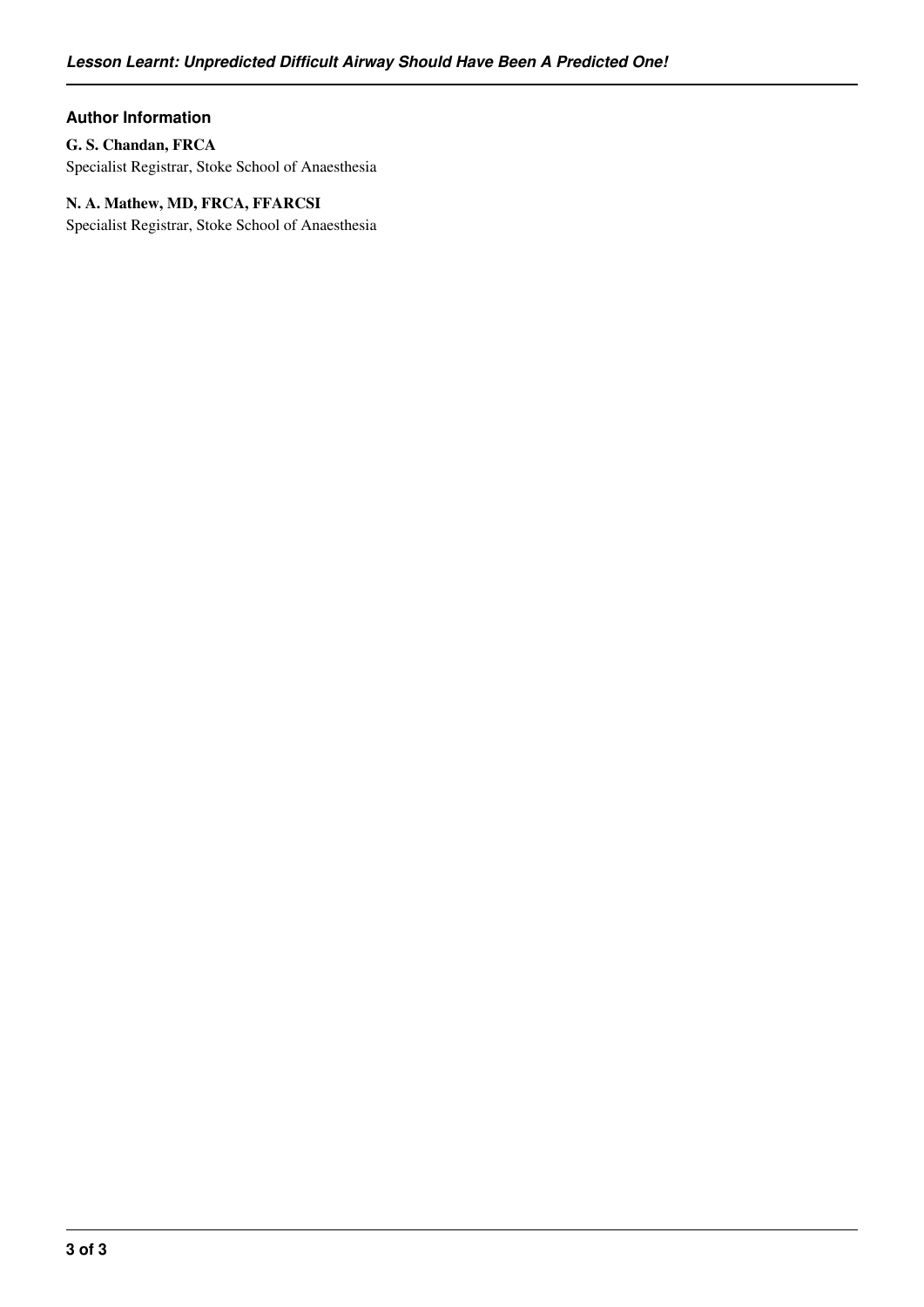### Author Information

**G. S. Chandan, FRCA**
Specialist Registrar, Stoke School of Anaesthesia

**N. A. Mathew, MD, FRCA, FFARCSI**
Specialist Registrar, Stoke School of Anaesthesia